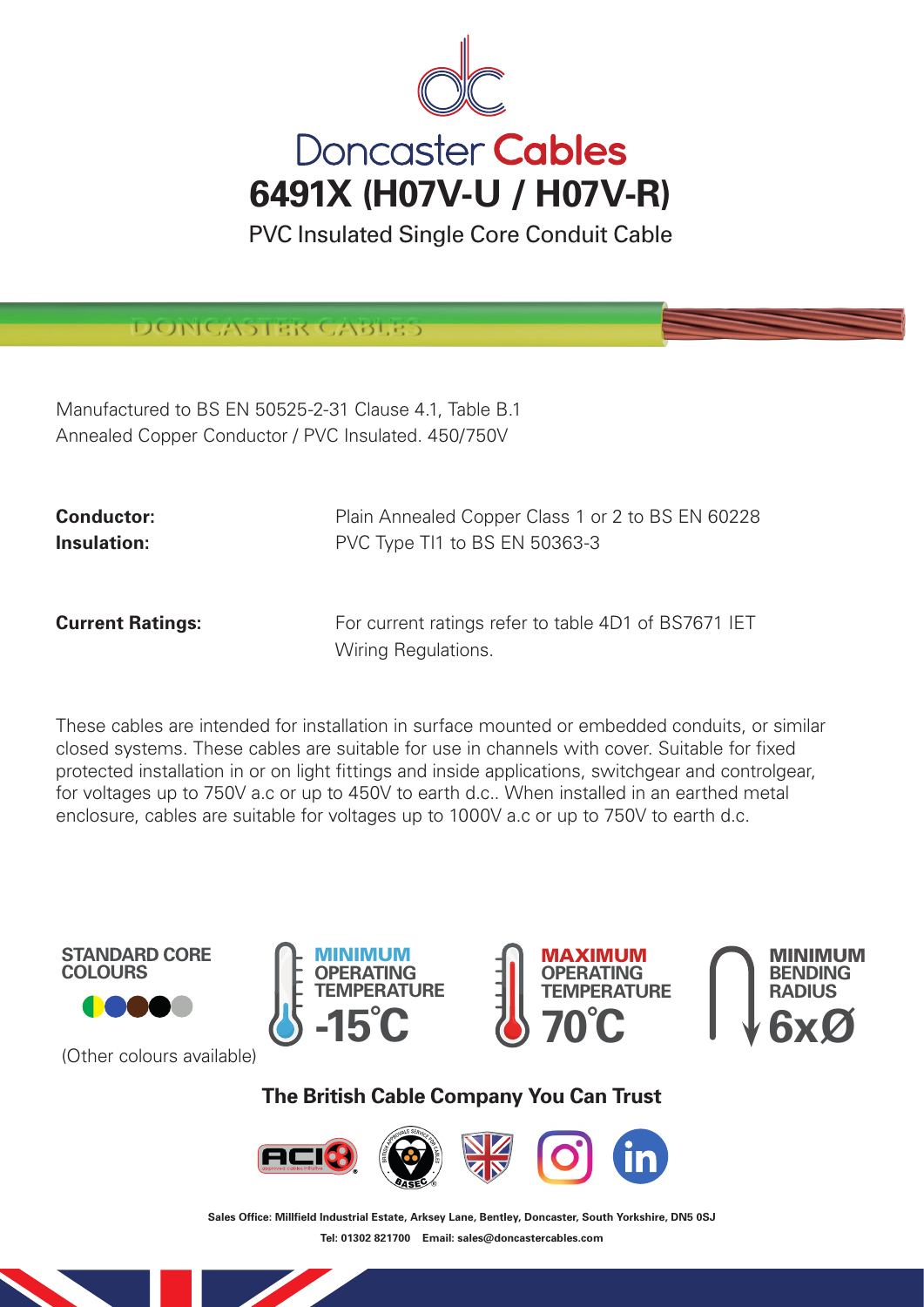# Doncaster Cables

## 6491X (H07V-U / H07V-R)

PVC Insulated Single Core Conduit Cable

Manufactured to BS EN 50525-2-31 Clause 4.1, Table B.1
Annealed Copper Conductor / PVC Insulated. 450/750V

**Conductor:** Plain Annealed Copper Class 1 or 2 to BS EN 60228
**Insulation:** PVC Type TI1 to BS EN 50363-3

**Current Ratings:** For current ratings refer to table 4D1 of BS7671 IET Wiring Regulations.

These cables are intended for installation in surface mounted or embedded conduits, or similar closed systems. These cables are suitable for use in channels with cover. Suitable for fixed protected installation in or on light fittings and inside applications, switchgear and controlgear, for voltages up to 750V a.c or up to 450V to earth d.c.. When installed in an earthed metal enclosure, cables are suitable for voltages up to 1000V a.c or up to 750V to earth d.c.

**STANDARD CORE COLOURS**

(Other colours available)

**MINIMUM OPERATING TEMPERATURE** -15°C

**MAXIMUM OPERATING TEMPERATURE** 70°C

**MINIMUM BENDING RADIUS** 6xØ

**The British Cable Company You Can Trust**

Sales Office: Millfield Industrial Estate, Arksey Lane, Bentley, Doncaster, South Yorkshire, DN5 0SJ
Tel: 01302 821700 Email: sales@doncastercables.com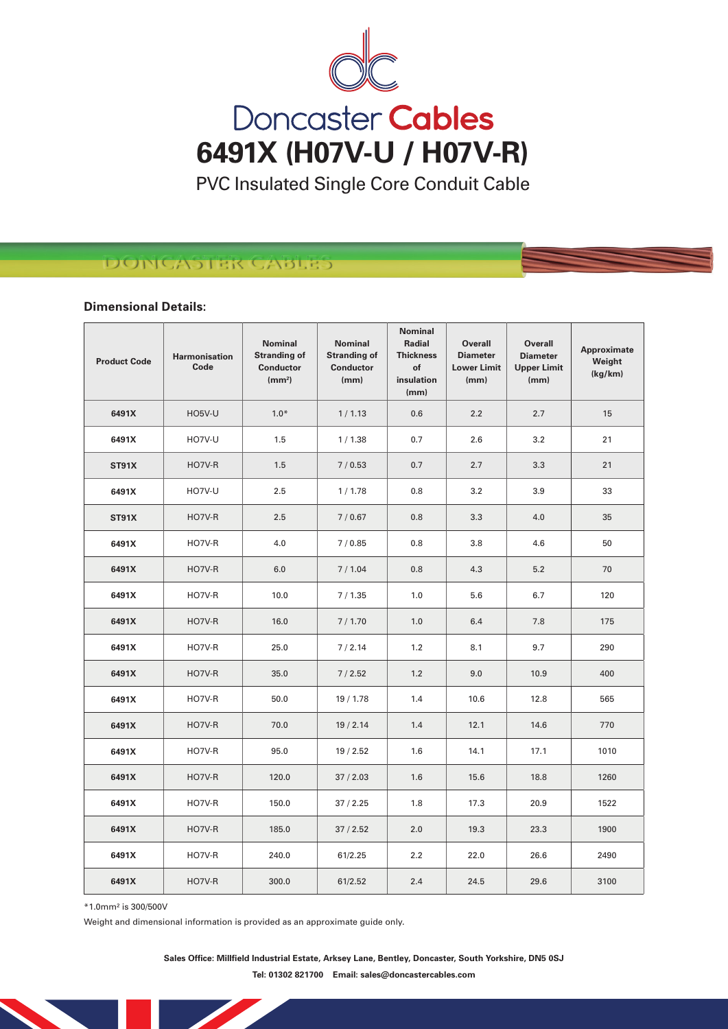# Doncaster Cables

# 6491X (H07V-U / H07V-R)

PVC Insulated Single Core Conduit Cable

## Dimensional Details:

| Product Code | Harmonisation Code | Nominal Stranding of Conductor ($mm^2$) | Nominal Stranding of Conductor (mm) | Nominal Radial Thickness of insulation (mm) | Overall Diameter Lower Limit (mm) | Overall Diameter Upper Limit (mm) | Approximate Weight (kg/km) |
|---|---|---|---|---|---|---|---|
| **6491X** | HO5V-U | 1.0* | 1 / 1.13 | 0.6 | 2.2 | 2.7 | 15 |
| **6491X** | HO7V-U | 1.5 | 1 / 1.38 | 0.7 | 2.6 | 3.2 | 21 |
| **ST91X** | HO7V-R | 1.5 | 7 / 0.53 | 0.7 | 2.7 | 3.3 | 21 |
| **6491X** | HO7V-U | 2.5 | 1 / 1.78 | 0.8 | 3.2 | 3.9 | 33 |
| **ST91X** | HO7V-R | 2.5 | 7 / 0.67 | 0.8 | 3.3 | 4.0 | 35 |
| **6491X** | HO7V-R | 4.0 | 7 / 0.85 | 0.8 | 3.8 | 4.6 | 50 |
| **6491X** | HO7V-R | 6.0 | 7 / 1.04 | 0.8 | 4.3 | 5.2 | 70 |
| **6491X** | HO7V-R | 10.0 | 7 / 1.35 | 1.0 | 5.6 | 6.7 | 120 |
| **6491X** | HO7V-R | 16.0 | 7 / 1.70 | 1.0 | 6.4 | 7.8 | 175 |
| **6491X** | HO7V-R | 25.0 | 7 / 2.14 | 1.2 | 8.1 | 9.7 | 290 |
| **6491X** | HO7V-R | 35.0 | 7 / 2.52 | 1.2 | 9.0 | 10.9 | 400 |
| **6491X** | HO7V-R | 50.0 | 19 / 1.78 | 1.4 | 10.6 | 12.8 | 565 |
| **6491X** | HO7V-R | 70.0 | 19 / 2.14 | 1.4 | 12.1 | 14.6 | 770 |
| **6491X** | HO7V-R | 95.0 | 19 / 2.52 | 1.6 | 14.1 | 17.1 | 1010 |
| **6491X** | HO7V-R | 120.0 | 37 / 2.03 | 1.6 | 15.6 | 18.8 | 1260 |
| **6491X** | HO7V-R | 150.0 | 37 / 2.25 | 1.8 | 17.3 | 20.9 | 1522 |
| **6491X** | HO7V-R | 185.0 | 37 / 2.52 | 2.0 | 19.3 | 23.3 | 1900 |
| **6491X** | HO7V-R | 240.0 | 61/2.25 | 2.2 | 22.0 | 26.6 | 2490 |
| **6491X** | HO7V-R | 300.0 | 61/2.52 | 2.4 | 24.5 | 29.6 | 3100 |

*1.0mm² is 300/500V

Weight and dimensional information is provided as an approximate guide only.

**Sales Office: Millfield Industrial Estate, Arksey Lane, Bentley, Doncaster, South Yorkshire, DN5 0SJ**

**Tel: 01302 821700 Email: sales@doncastercables.com**